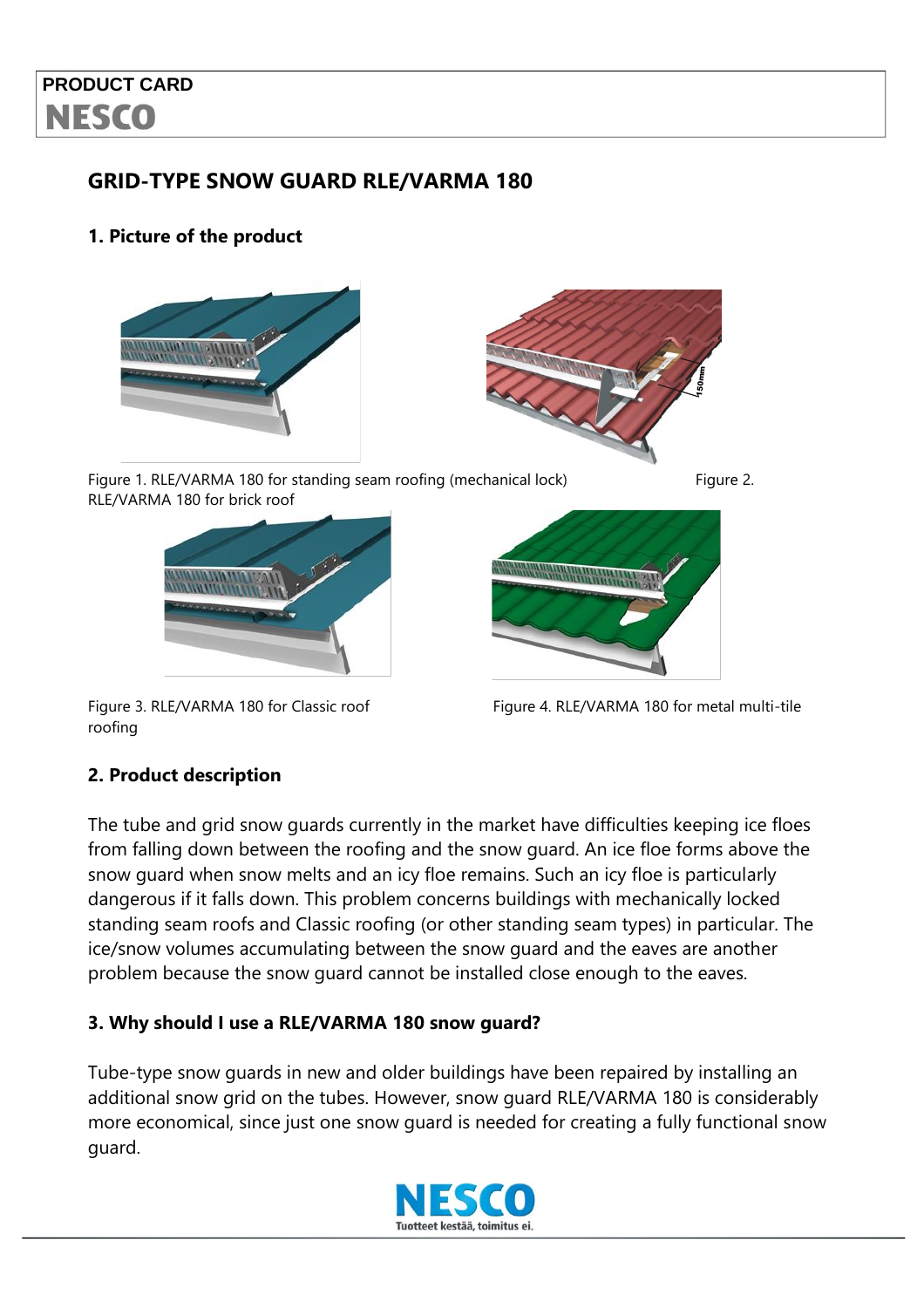PRODUCT CARD

NESCO

## GRID-TYPE SNOW GUARD RLE/VARMA 180

### 1. Picture of the product

Figure 1. RLE/VARMA 180 for standing seam roofing (mechanical lock)

Figure 2. RLE/VARMA 180 for brick roof

Figure 3. RLE/VARMA 180 for Classic roof roofing

Figure 4. RLE/VARMA 180 for metal multi-tile

### 2. Product description

The tube and grid snow guards currently in the market have difficulties keeping ice floes from falling down between the roofing and the snow guard. An ice floe forms above the snow guard when snow melts and an icy floe remains. Such an icy floe is particularly dangerous if it falls down. This problem concerns buildings with mechanically locked standing seam roofs and Classic roofing (or other standing seam types) in particular. The ice/snow volumes accumulating between the snow guard and the eaves are another problem because the snow guard cannot be installed close enough to the eaves.

### 3. Why should I use a RLE/VARMA 180 snow guard?

Tube-type snow guards in new and older buildings have been repaired by installing an additional snow grid on the tubes. However, snow guard RLE/VARMA 180 is considerably more economical, since just one snow guard is needed for creating a fully functional snow guard.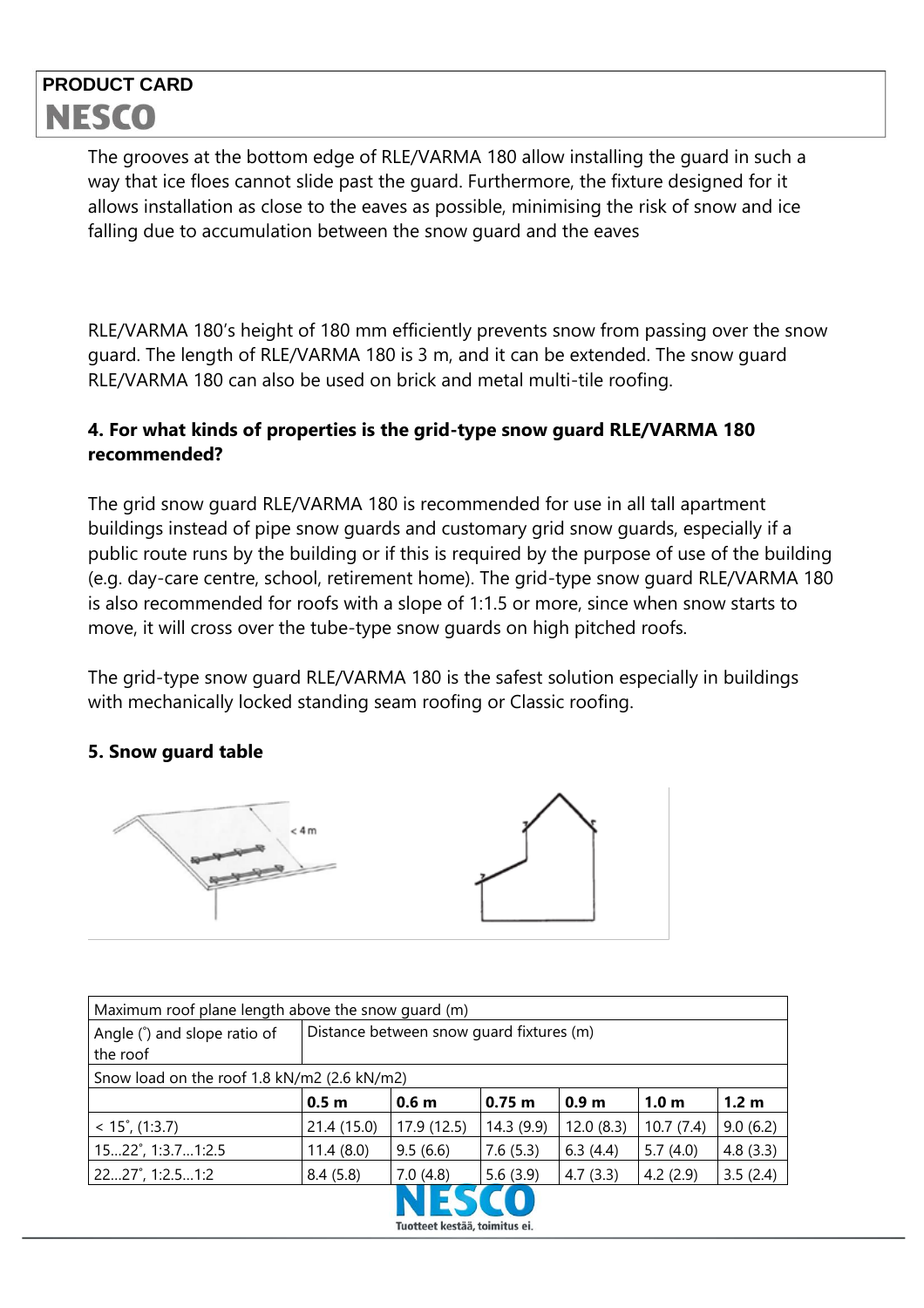The grooves at the bottom edge of RLE/VARMA 180 allow installing the guard in such a way that ice floes cannot slide past the guard. Furthermore, the fixture designed for it allows installation as close to the eaves as possible, minimising the risk of snow and ice falling due to accumulation between the snow guard and the eaves

RLE/VARMA 180's height of 180 mm efficiently prevents snow from passing over the snow guard. The length of RLE/VARMA 180 is 3 m, and it can be extended. The snow guard RLE/VARMA 180 can also be used on brick and metal multi-tile roofing.

### 4. For what kinds of properties is the grid-type snow guard RLE/VARMA 180 recommended?

The grid snow guard RLE/VARMA 180 is recommended for use in all tall apartment buildings instead of pipe snow guards and customary grid snow guards, especially if a public route runs by the building or if this is required by the purpose of use of the building (e.g. day-care centre, school, retirement home). The grid-type snow guard RLE/VARMA 180 is also recommended for roofs with a slope of 1:1.5 or more, since when snow starts to move, it will cross over the tube-type snow guards on high pitched roofs.

The grid-type snow guard RLE/VARMA 180 is the safest solution especially in buildings with mechanically locked standing seam roofing or Classic roofing.

### 5. Snow guard table

| Maximum roof plane length above the snow guard (m) | | | | | | |
|---|---|---|---|---|---|---|
| Angle (˚) and slope ratio of the roof | Distance between snow guard fixtures (m) | | | | | |
| Snow load on the roof 1.8 kN/m2 (2.6 kN/m2) | | | | | | |
| | **0.5 m** | **0.6 m** | **0.75 m** | **0.9 m** | **1.0 m** | **1.2 m** |
| < 15˚, (1:3.7) | 21.4 (15.0) | 17.9 (12.5) | 14.3 (9.9) | 12.0 (8.3) | 10.7 (7.4) | 9.0 (6.2) |
| 15...22˚, 1:3.7...1:2.5 | 11.4 (8.0) | 9.5 (6.6) | 7.6 (5.3) | 6.3 (4.4) | 5.7 (4.0) | 4.8 (3.3) |
| 22...27˚, 1:2.5...1:2 | 8.4 (5.8) | 7.0 (4.8) | 5.6 (3.9) | 4.7 (3.3) | 4.2 (2.9) | 3.5 (2.4) |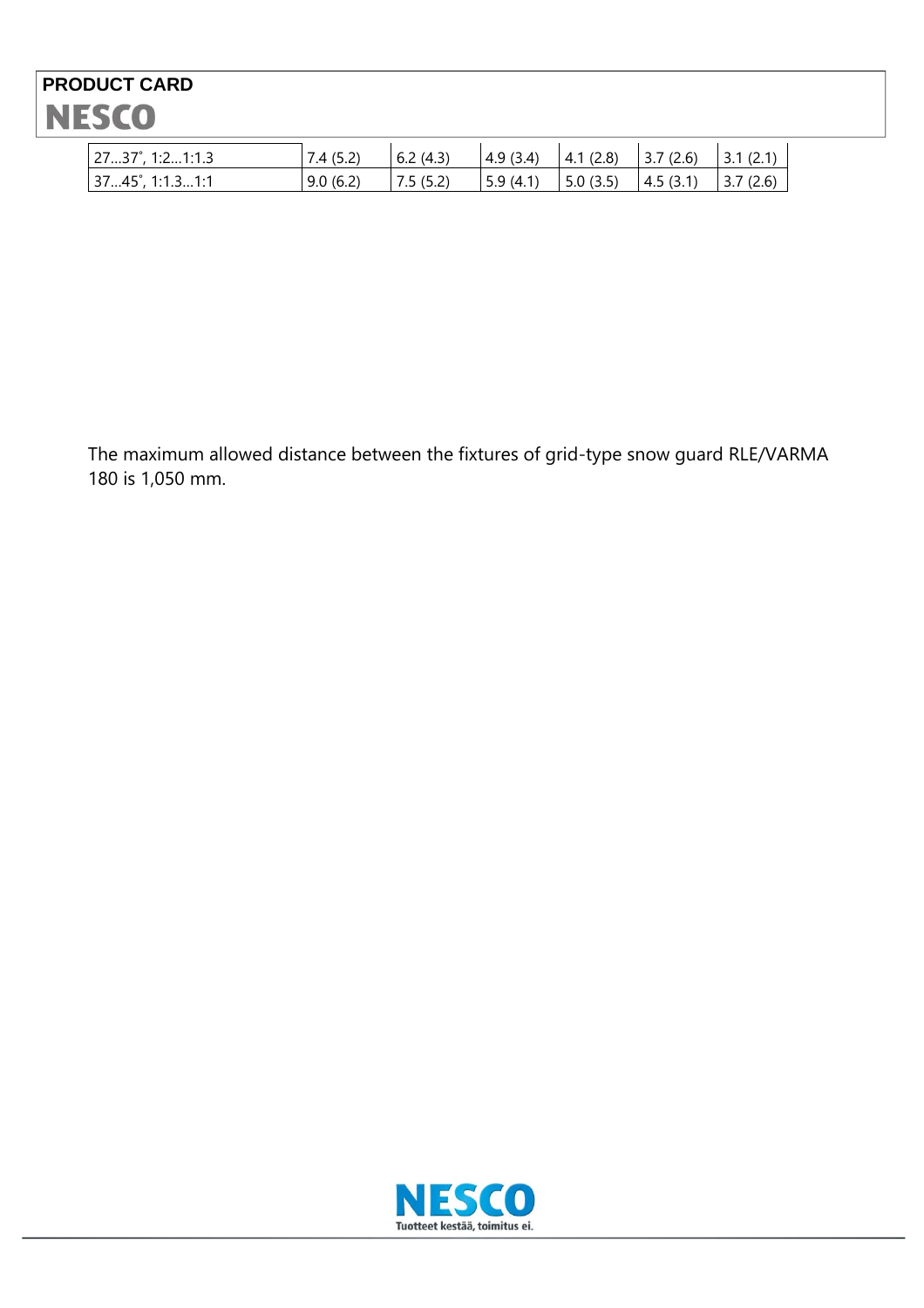| | | | | | | |
|---|---|---|---|---|---|---|
| 27…37˚, 1:2…1:1.3 | 7.4 (5.2) | 6.2 (4.3) | 4.9 (3.4) | 4.1 (2.8) | 3.7 (2.6) | 3.1 (2.1) |
| 37…45˚, 1:1.3…1:1 | 9.0 (6.2) | 7.5 (5.2) | 5.9 (4.1) | 5.0 (3.5) | 4.5 (3.1) | 3.7 (2.6) |

The maximum allowed distance between the fixtures of grid-type snow guard RLE/VARMA 180 is 1,050 mm.